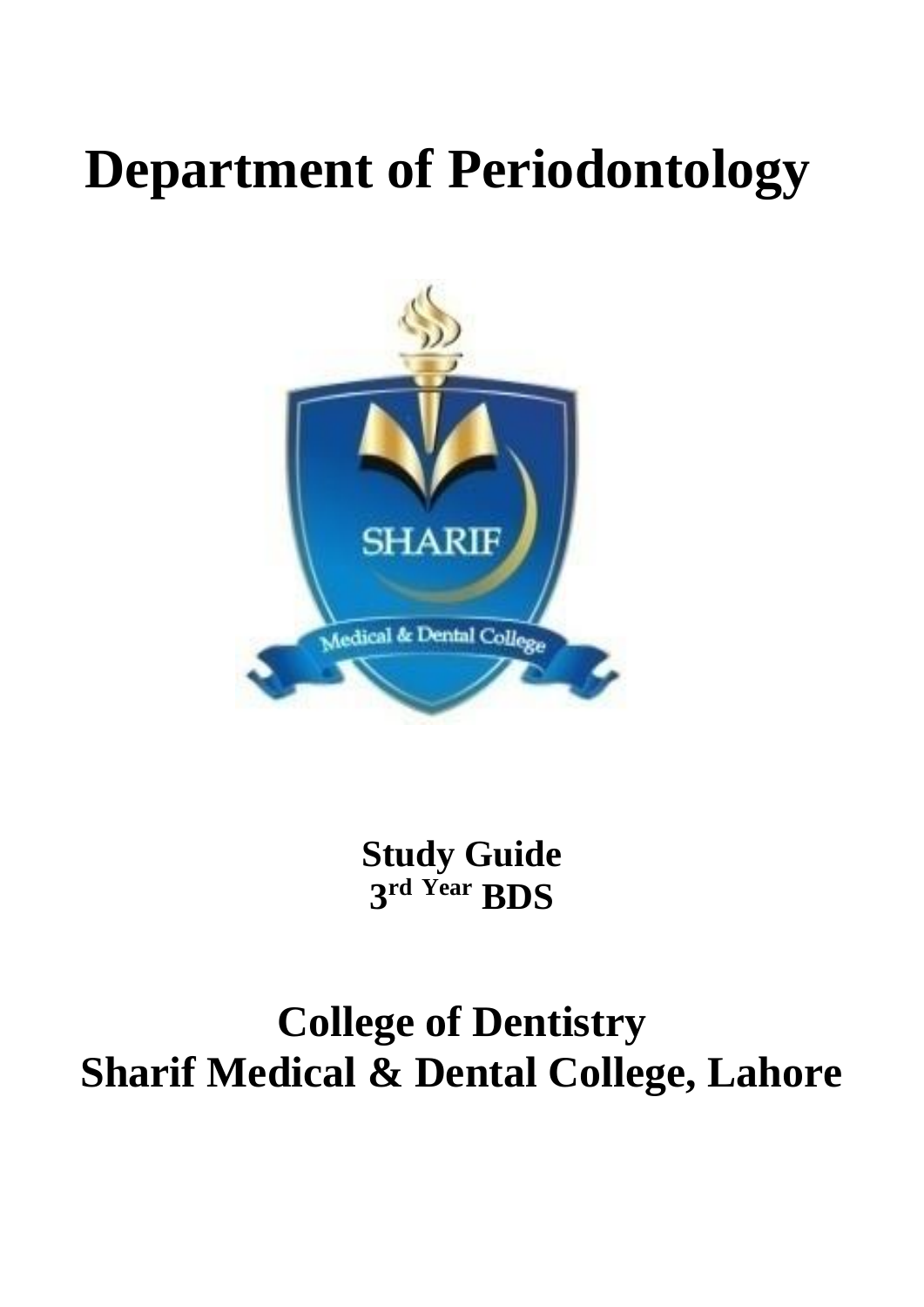# Department of Periodontology

**Study Guide**
**3rd Year BDS**

# College of Dentistry
# Sharif Medical & Dental College, Lahore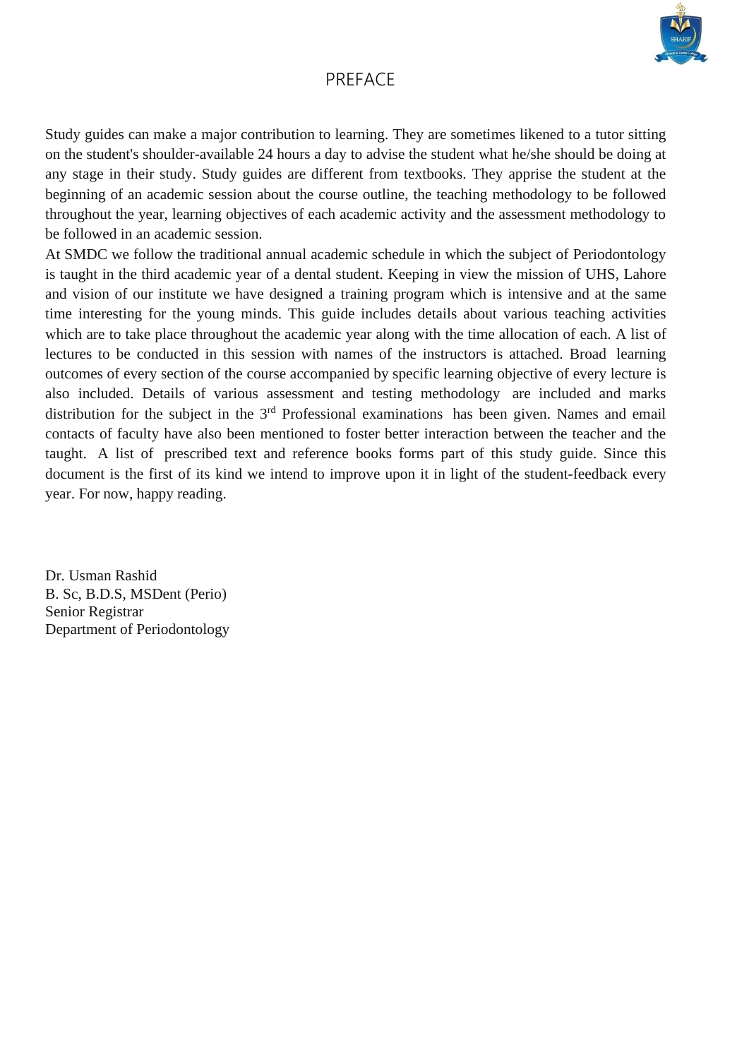# PREFACE

Study guides can make a major contribution to learning. They are sometimes likened to a tutor sitting on the student's shoulder-available 24 hours a day to advise the student what he/she should be doing at any stage in their study. Study guides are different from textbooks. They apprise the student at the beginning of an academic session about the course outline, the teaching methodology to be followed throughout the year, learning objectives of each academic activity and the assessment methodology to be followed in an academic session.

At SMDC we follow the traditional annual academic schedule in which the subject of Periodontology is taught in the third academic year of a dental student. Keeping in view the mission of UHS, Lahore and vision of our institute we have designed a training program which is intensive and at the same time interesting for the young minds. This guide includes details about various teaching activities which are to take place throughout the academic year along with the time allocation of each. A list of lectures to be conducted in this session with names of the instructors is attached. Broad learning outcomes of every section of the course accompanied by specific learning objective of every lecture is also included. Details of various assessment and testing methodology are included and marks distribution for the subject in the 3rd Professional examinations has been given. Names and email contacts of faculty have also been mentioned to foster better interaction between the teacher and the taught. A list of prescribed text and reference books forms part of this study guide. Since this document is the first of its kind we intend to improve upon it in light of the student-feedback every year. For now, happy reading.

Dr. Usman Rashid
B. Sc, B.D.S, MSDent (Perio)
Senior Registrar
Department of Periodontology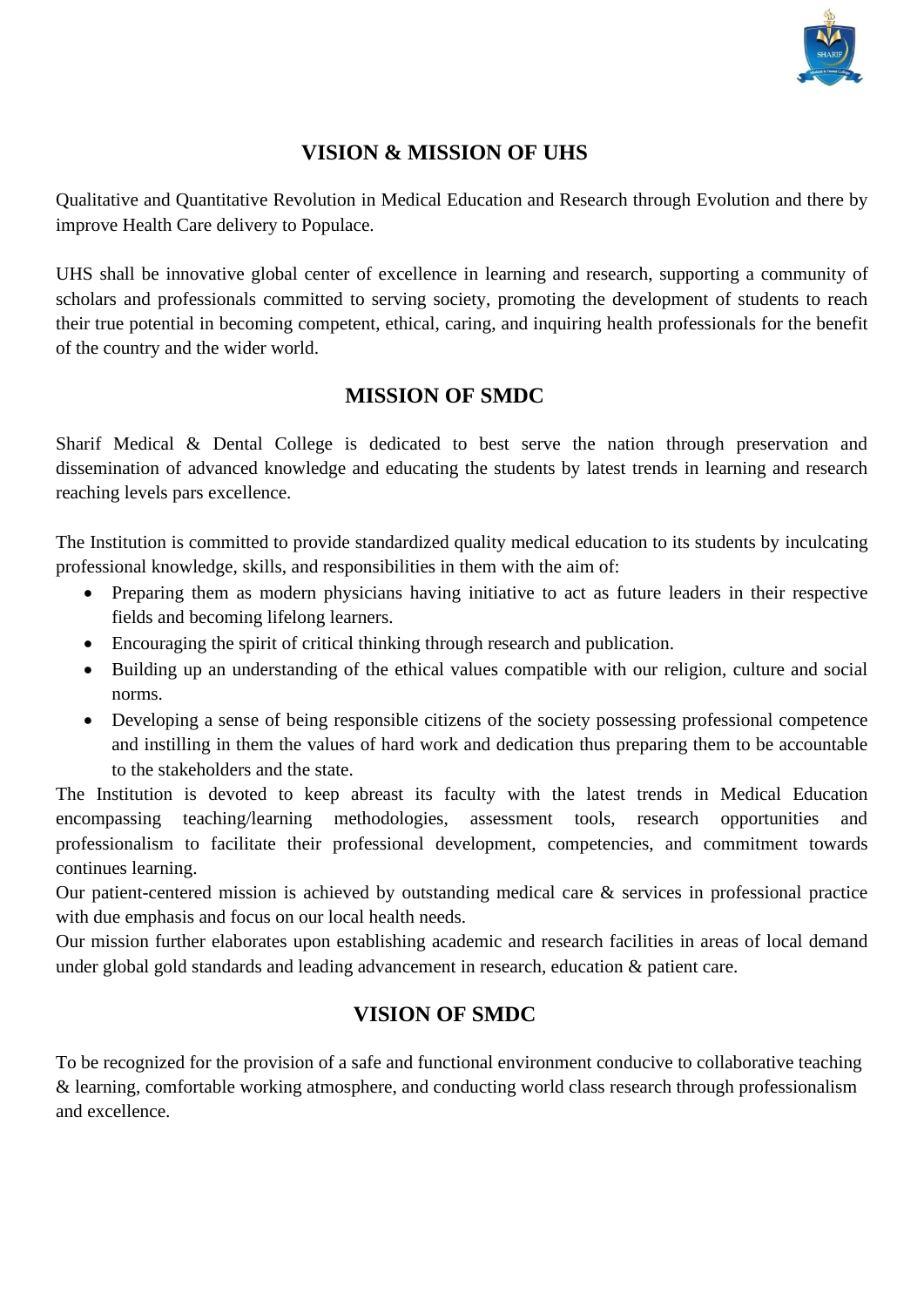## VISION & MISSION OF UHS

Qualitative and Quantitative Revolution in Medical Education and Research through Evolution and there by improve Health Care delivery to Populace.

UHS shall be innovative global center of excellence in learning and research, supporting a community of scholars and professionals committed to serving society, promoting the development of students to reach their true potential in becoming competent, ethical, caring, and inquiring health professionals for the benefit of the country and the wider world.

## MISSION OF SMDC

Sharif Medical & Dental College is dedicated to best serve the nation through preservation and dissemination of advanced knowledge and educating the students by latest trends in learning and research reaching levels pars excellence.

The Institution is committed to provide standardized quality medical education to its students by inculcating professional knowledge, skills, and responsibilities in them with the aim of:

- Preparing them as modern physicians having initiative to act as future leaders in their respective fields and becoming lifelong learners.
- Encouraging the spirit of critical thinking through research and publication.
- Building up an understanding of the ethical values compatible with our religion, culture and social norms.
- Developing a sense of being responsible citizens of the society possessing professional competence and instilling in them the values of hard work and dedication thus preparing them to be accountable to the stakeholders and the state.

The Institution is devoted to keep abreast its faculty with the latest trends in Medical Education encompassing teaching/learning methodologies, assessment tools, research opportunities and professionalism to facilitate their professional development, competencies, and commitment towards continues learning.

Our patient-centered mission is achieved by outstanding medical care & services in professional practice with due emphasis and focus on our local health needs.

Our mission further elaborates upon establishing academic and research facilities in areas of local demand under global gold standards and leading advancement in research, education & patient care.

## VISION OF SMDC

To be recognized for the provision of a safe and functional environment conducive to collaborative teaching & learning, comfortable working atmosphere, and conducting world class research through professionalism and excellence.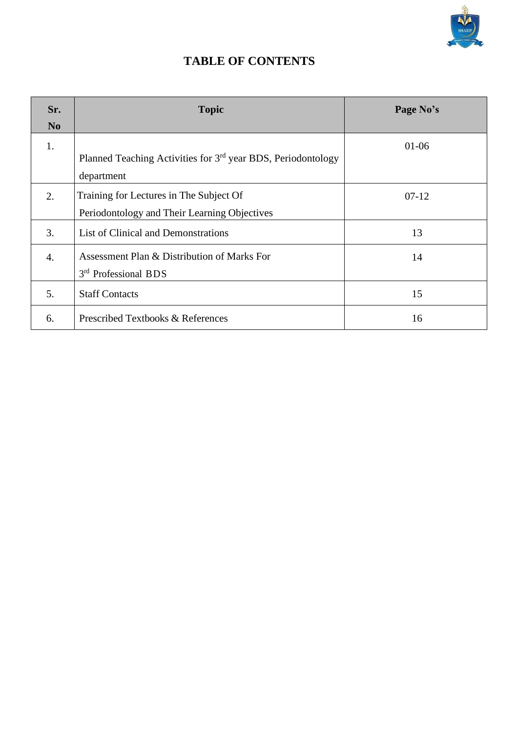# TABLE OF CONTENTS

| Sr. No | Topic | Page No's |
|---|---|---|
| 1. | Planned Teaching Activities for 3rd year BDS, Periodontology department | 01-06 |
| 2. | Training for Lectures in The Subject Of Periodontology and Their Learning Objectives | 07-12 |
| 3. | List of Clinical and Demonstrations | 13 |
| 4. | Assessment Plan & Distribution of Marks For 3rd Professional BDS | 14 |
| 5. | Staff Contacts | 15 |
| 6. | Prescribed Textbooks & References | 16 |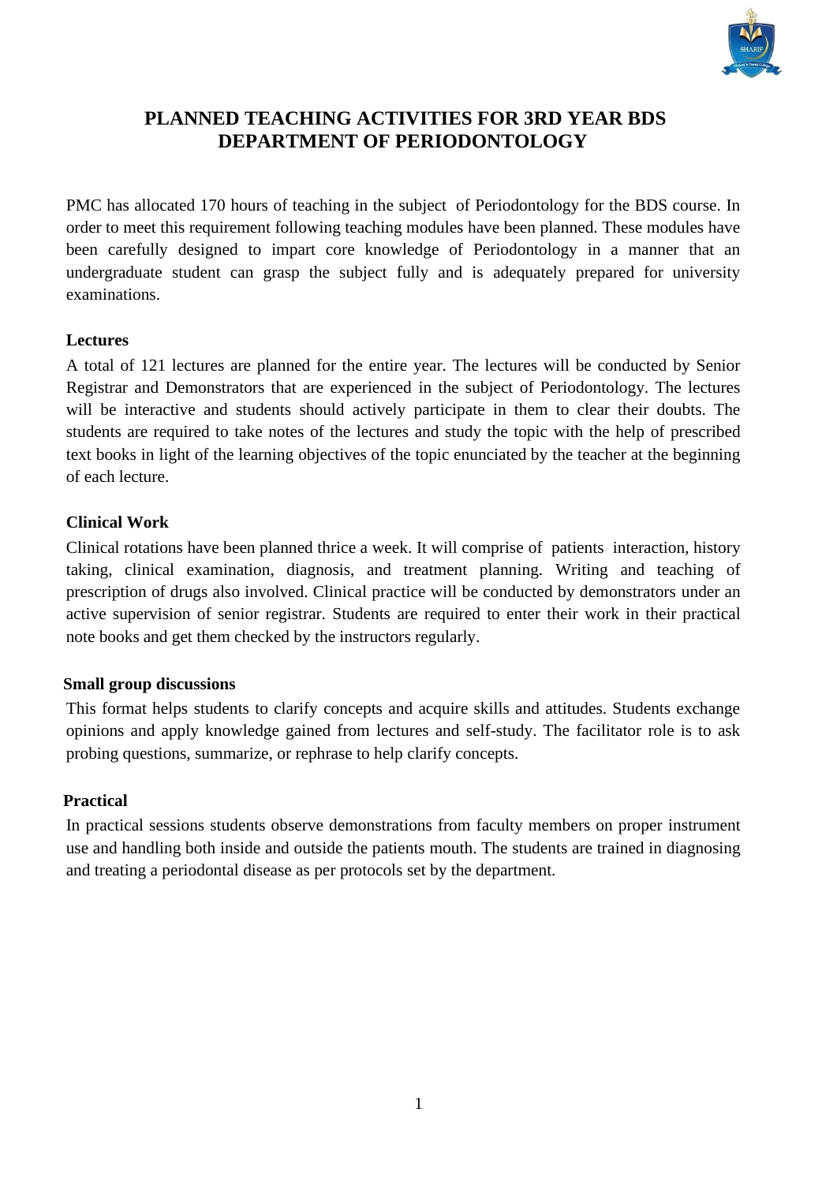# PLANNED TEACHING ACTIVITIES FOR 3RD YEAR BDS
# DEPARTMENT OF PERIODONTOLOGY

PMC has allocated 170 hours of teaching in the subject of Periodontology for the BDS course. In order to meet this requirement following teaching modules have been planned. These modules have been carefully designed to impart core knowledge of Periodontology in a manner that an undergraduate student can grasp the subject fully and is adequately prepared for university examinations.

**Lectures**

A total of 121 lectures are planned for the entire year. The lectures will be conducted by Senior Registrar and Demonstrators that are experienced in the subject of Periodontology. The lectures will be interactive and students should actively participate in them to clear their doubts. The students are required to take notes of the lectures and study the topic with the help of prescribed text books in light of the learning objectives of the topic enunciated by the teacher at the beginning of each lecture.

**Clinical Work**

Clinical rotations have been planned thrice a week. It will comprise of patients interaction, history taking, clinical examination, diagnosis, and treatment planning. Writing and teaching of prescription of drugs also involved. Clinical practice will be conducted by demonstrators under an active supervision of senior registrar. Students are required to enter their work in their practical note books and get them checked by the instructors regularly.

**Small group discussions**

This format helps students to clarify concepts and acquire skills and attitudes. Students exchange opinions and apply knowledge gained from lectures and self-study. The facilitator role is to ask probing questions, summarize, or rephrase to help clarify concepts.

**Practical**

In practical sessions students observe demonstrations from faculty members on proper instrument use and handling both inside and outside the patients mouth. The students are trained in diagnosing and treating a periodontal disease as per protocols set by the department.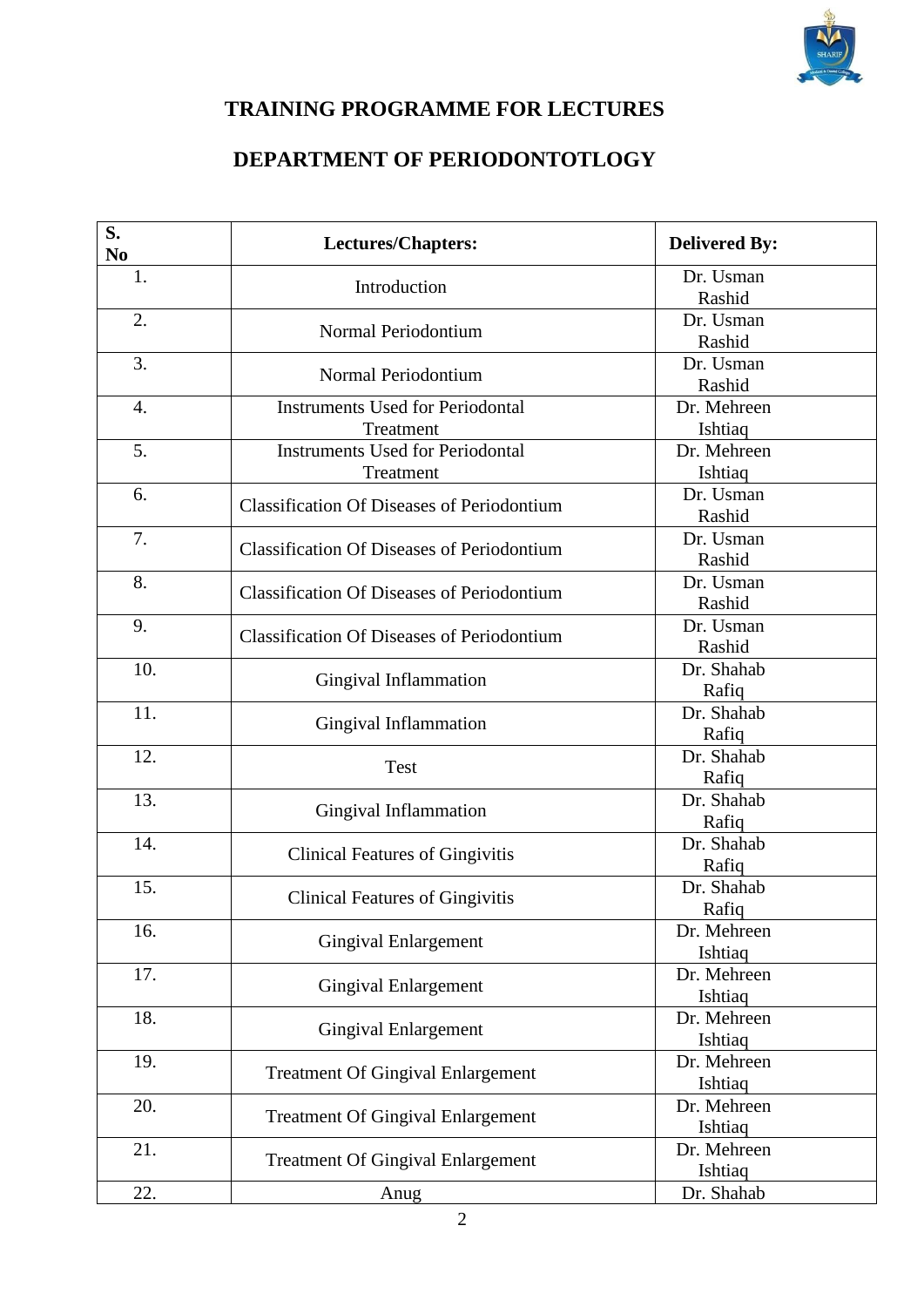## TRAINING PROGRAMME FOR LECTURES

## DEPARTMENT OF PERIODONTOTLOGY

| S. No | Lectures/Chapters: | Delivered By: |
| --- | --- | --- |
| 1. | Introduction | Dr. Usman Rashid |
| 2. | Normal Periodontium | Dr. Usman Rashid |
| 3. | Normal Periodontium | Dr. Usman Rashid |
| 4. | Instruments Used for Periodontal Treatment | Dr. Mehreen Ishtiaq |
| 5. | Instruments Used for Periodontal Treatment | Dr. Mehreen Ishtiaq |
| 6. | Classification Of Diseases of Periodontium | Dr. Usman Rashid |
| 7. | Classification Of Diseases of Periodontium | Dr. Usman Rashid |
| 8. | Classification Of Diseases of Periodontium | Dr. Usman Rashid |
| 9. | Classification Of Diseases of Periodontium | Dr. Usman Rashid |
| 10. | Gingival Inflammation | Dr. Shahab Rafiq |
| 11. | Gingival Inflammation | Dr. Shahab Rafiq |
| 12. | Test | Dr. Shahab Rafiq |
| 13. | Gingival Inflammation | Dr. Shahab Rafiq |
| 14. | Clinical Features of Gingivitis | Dr. Shahab Rafiq |
| 15. | Clinical Features of Gingivitis | Dr. Shahab Rafiq |
| 16. | Gingival Enlargement | Dr. Mehreen Ishtiaq |
| 17. | Gingival Enlargement | Dr. Mehreen Ishtiaq |
| 18. | Gingival Enlargement | Dr. Mehreen Ishtiaq |
| 19. | Treatment Of Gingival Enlargement | Dr. Mehreen Ishtiaq |
| 20. | Treatment Of Gingival Enlargement | Dr. Mehreen Ishtiaq |
| 21. | Treatment Of Gingival Enlargement | Dr. Mehreen Ishtiaq |
| 22. | Anug | Dr. Shahab |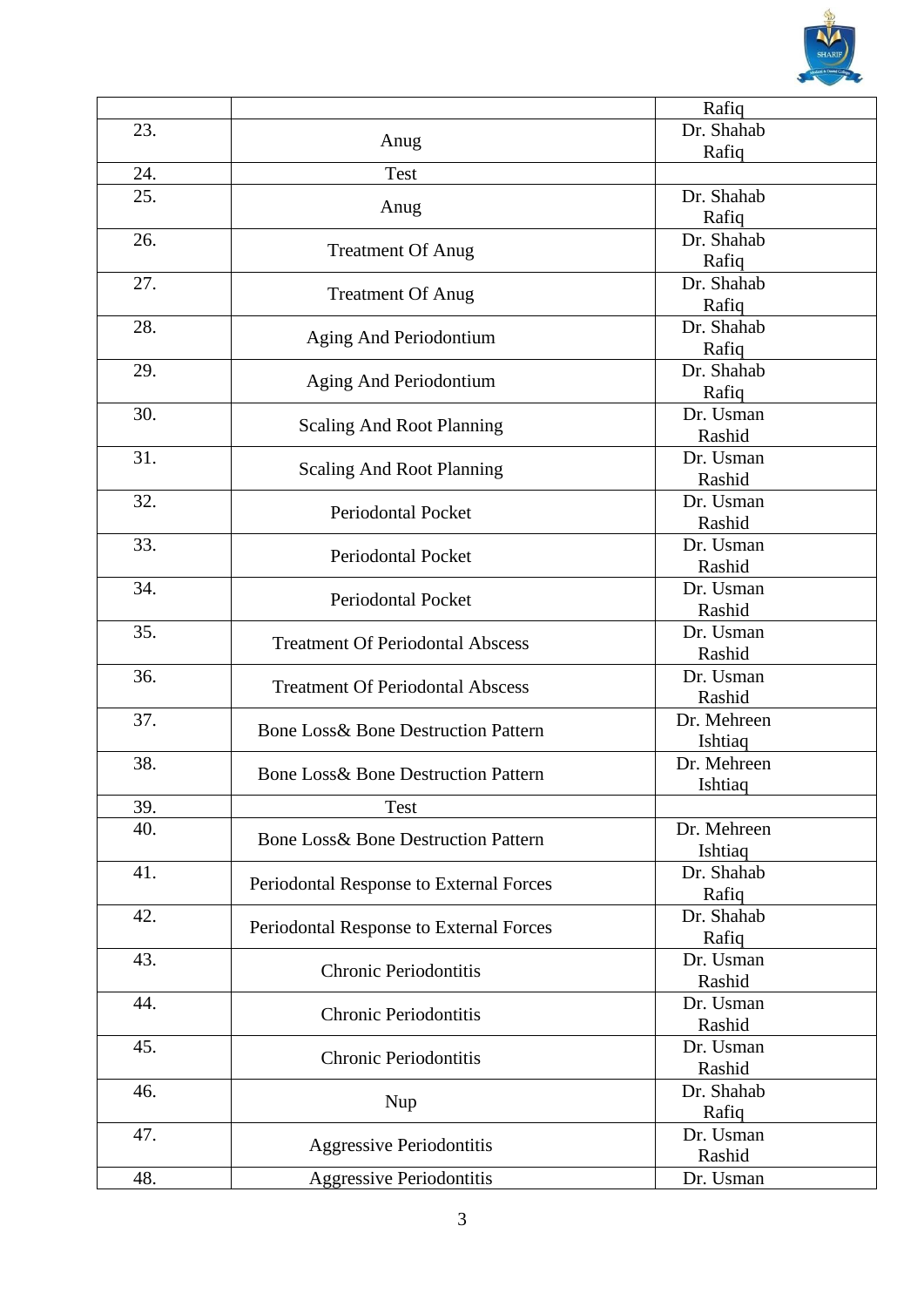| | | Rafiq |
|---|---|---|
| 23. | Anug | Dr. Shahab Rafiq |
| 24. | Test | |
| 25. | Anug | Dr. Shahab Rafiq |
| 26. | Treatment Of Anug | Dr. Shahab Rafiq |
| 27. | Treatment Of Anug | Dr. Shahab Rafiq |
| 28. | Aging And Periodontium | Dr. Shahab Rafiq |
| 29. | Aging And Periodontium | Dr. Shahab Rafiq |
| 30. | Scaling And Root Planning | Dr. Usman Rashid |
| 31. | Scaling And Root Planning | Dr. Usman Rashid |
| 32. | Periodontal Pocket | Dr. Usman Rashid |
| 33. | Periodontal Pocket | Dr. Usman Rashid |
| 34. | Periodontal Pocket | Dr. Usman Rashid |
| 35. | Treatment Of Periodontal Abscess | Dr. Usman Rashid |
| 36. | Treatment Of Periodontal Abscess | Dr. Usman Rashid |
| 37. | Bone Loss& Bone Destruction Pattern | Dr. Mehreen Ishtiaq |
| 38. | Bone Loss& Bone Destruction Pattern | Dr. Mehreen Ishtiaq |
| 39. | Test | |
| 40. | Bone Loss& Bone Destruction Pattern | Dr. Mehreen Ishtiaq |
| 41. | Periodontal Response to External Forces | Dr. Shahab Rafiq |
| 42. | Periodontal Response to External Forces | Dr. Shahab Rafiq |
| 43. | Chronic Periodontitis | Dr. Usman Rashid |
| 44. | Chronic Periodontitis | Dr. Usman Rashid |
| 45. | Chronic Periodontitis | Dr. Usman Rashid |
| 46. | Nup | Dr. Shahab Rafiq |
| 47. | Aggressive Periodontitis | Dr. Usman Rashid |
| 48. | Aggressive Periodontitis | Dr. Usman |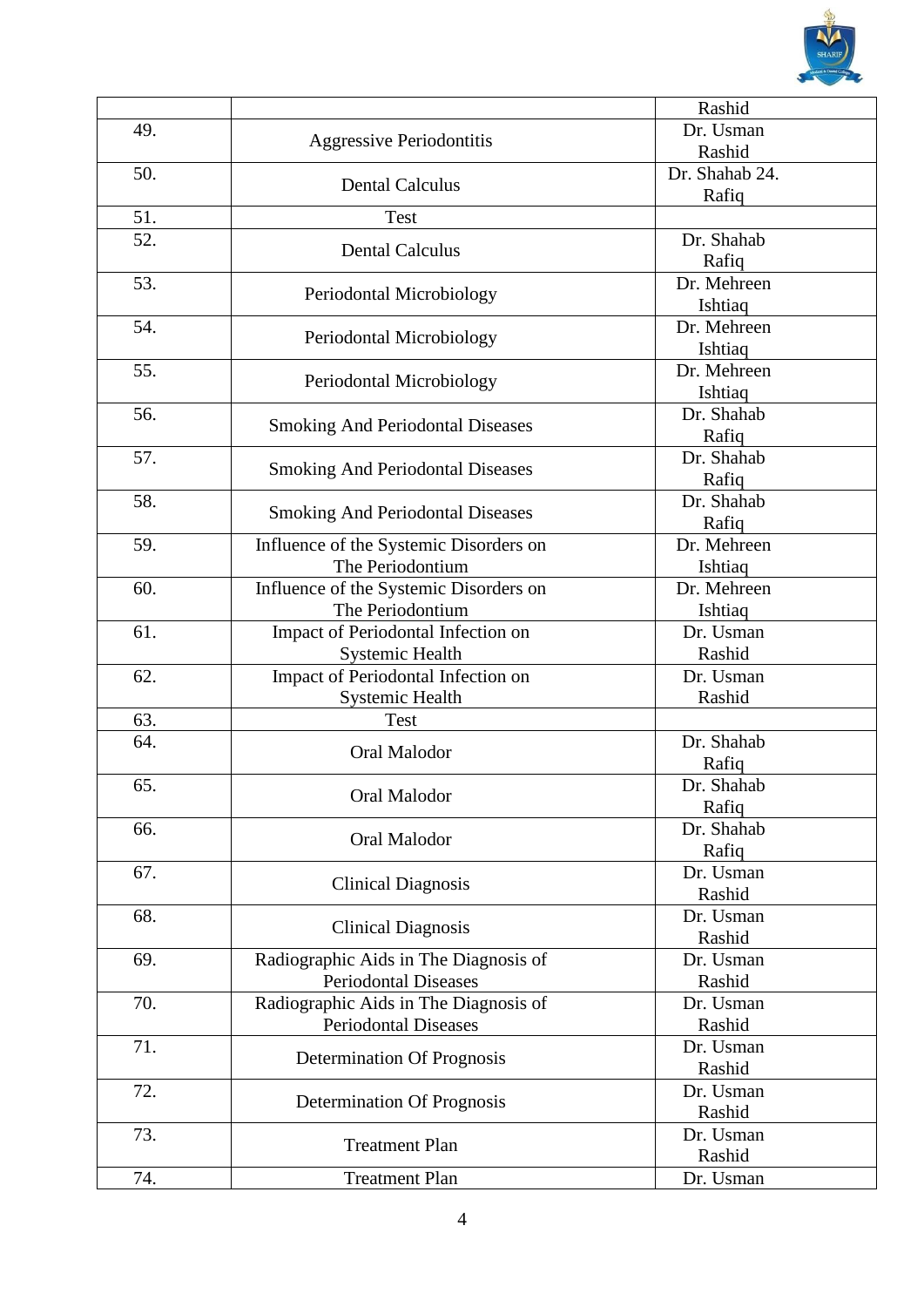| | | Rashid |
|---|---|---|
| 49. | Aggressive Periodontitis | Dr. Usman Rashid |
| 50. | Dental Calculus | Dr. Shahab 24. Rafiq |
| 51. | Test | |
| 52. | Dental Calculus | Dr. Shahab Rafiq |
| 53. | Periodontal Microbiology | Dr. Mehreen Ishtiaq |
| 54. | Periodontal Microbiology | Dr. Mehreen Ishtiaq |
| 55. | Periodontal Microbiology | Dr. Mehreen Ishtiaq |
| 56. | Smoking And Periodontal Diseases | Dr. Shahab Rafiq |
| 57. | Smoking And Periodontal Diseases | Dr. Shahab Rafiq |
| 58. | Smoking And Periodontal Diseases | Dr. Shahab Rafiq |
| 59. | Influence of the Systemic Disorders on The Periodontium | Dr. Mehreen Ishtiaq |
| 60. | Influence of the Systemic Disorders on The Periodontium | Dr. Mehreen Ishtiaq |
| 61. | Impact of Periodontal Infection on Systemic Health | Dr. Usman Rashid |
| 62. | Impact of Periodontal Infection on Systemic Health | Dr. Usman Rashid |
| 63. | Test | |
| 64. | Oral Malodor | Dr. Shahab Rafiq |
| 65. | Oral Malodor | Dr. Shahab Rafiq |
| 66. | Oral Malodor | Dr. Shahab Rafiq |
| 67. | Clinical Diagnosis | Dr. Usman Rashid |
| 68. | Clinical Diagnosis | Dr. Usman Rashid |
| 69. | Radiographic Aids in The Diagnosis of Periodontal Diseases | Dr. Usman Rashid |
| 70. | Radiographic Aids in The Diagnosis of Periodontal Diseases | Dr. Usman Rashid |
| 71. | Determination Of Prognosis | Dr. Usman Rashid |
| 72. | Determination Of Prognosis | Dr. Usman Rashid |
| 73. | Treatment Plan | Dr. Usman Rashid |
| 74. | Treatment Plan | Dr. Usman |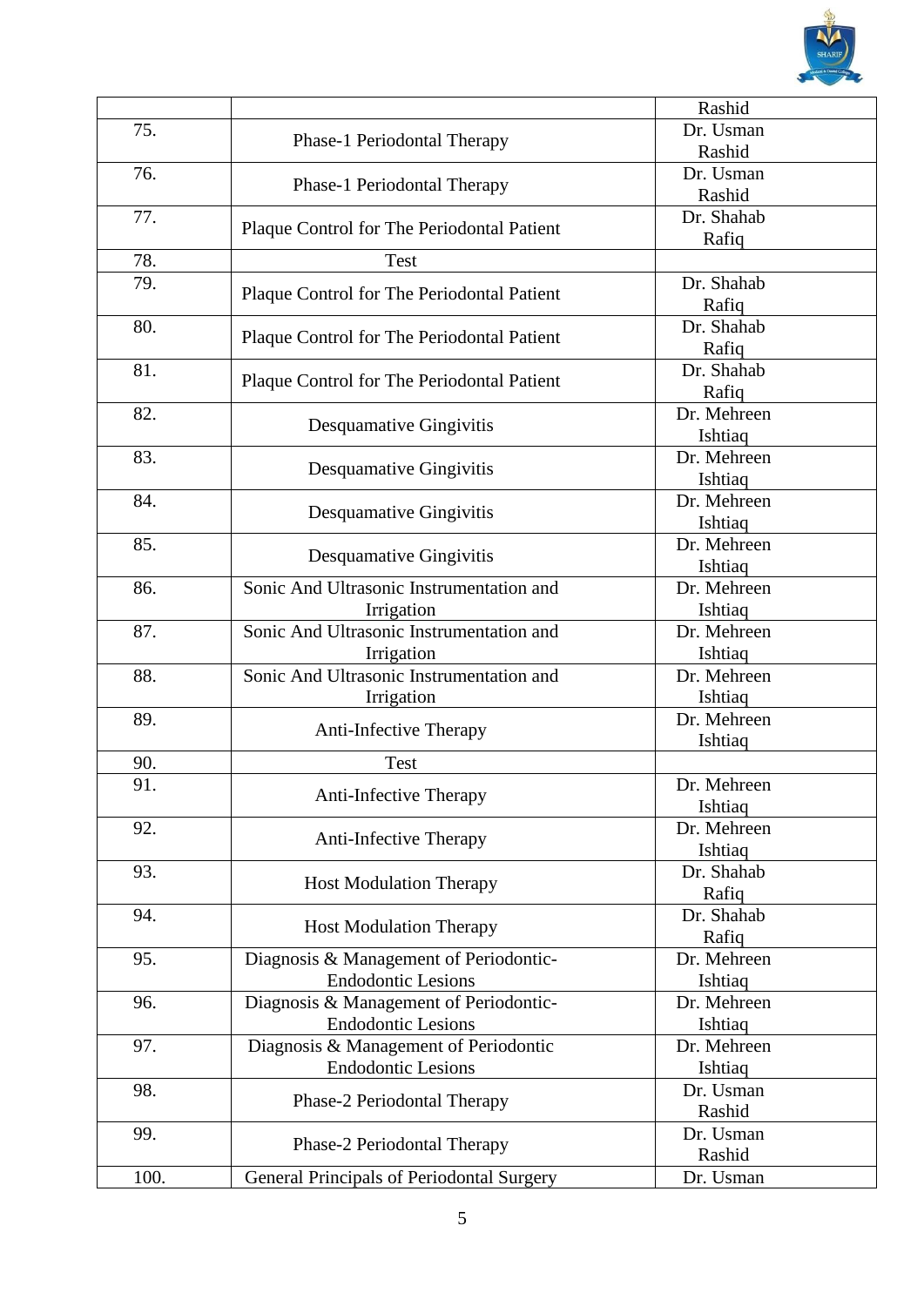| | | Rashid |
|---|---|---|
| 75. | Phase-1 Periodontal Therapy | Dr. Usman Rashid |
| 76. | Phase-1 Periodontal Therapy | Dr. Usman Rashid |
| 77. | Plaque Control for The Periodontal Patient | Dr. Shahab Rafiq |
| 78. | Test | |
| 79. | Plaque Control for The Periodontal Patient | Dr. Shahab Rafiq |
| 80. | Plaque Control for The Periodontal Patient | Dr. Shahab Rafiq |
| 81. | Plaque Control for The Periodontal Patient | Dr. Shahab Rafiq |
| 82. | Desquamative Gingivitis | Dr. Mehreen Ishtiaq |
| 83. | Desquamative Gingivitis | Dr. Mehreen Ishtiaq |
| 84. | Desquamative Gingivitis | Dr. Mehreen Ishtiaq |
| 85. | Desquamative Gingivitis | Dr. Mehreen Ishtiaq |
| 86. | Sonic And Ultrasonic Instrumentation and Irrigation | Dr. Mehreen Ishtiaq |
| 87. | Sonic And Ultrasonic Instrumentation and Irrigation | Dr. Mehreen Ishtiaq |
| 88. | Sonic And Ultrasonic Instrumentation and Irrigation | Dr. Mehreen Ishtiaq |
| 89. | Anti-Infective Therapy | Dr. Mehreen Ishtiaq |
| 90. | Test | |
| 91. | Anti-Infective Therapy | Dr. Mehreen Ishtiaq |
| 92. | Anti-Infective Therapy | Dr. Mehreen Ishtiaq |
| 93. | Host Modulation Therapy | Dr. Shahab Rafiq |
| 94. | Host Modulation Therapy | Dr. Shahab Rafiq |
| 95. | Diagnosis & Management of Periodontic-Endodontic Lesions | Dr. Mehreen Ishtiaq |
| 96. | Diagnosis & Management of Periodontic-Endodontic Lesions | Dr. Mehreen Ishtiaq |
| 97. | Diagnosis & Management of Periodontic Endodontic Lesions | Dr. Mehreen Ishtiaq |
| 98. | Phase-2 Periodontal Therapy | Dr. Usman Rashid |
| 99. | Phase-2 Periodontal Therapy | Dr. Usman Rashid |
| 100. | General Principals of Periodontal Surgery | Dr. Usman |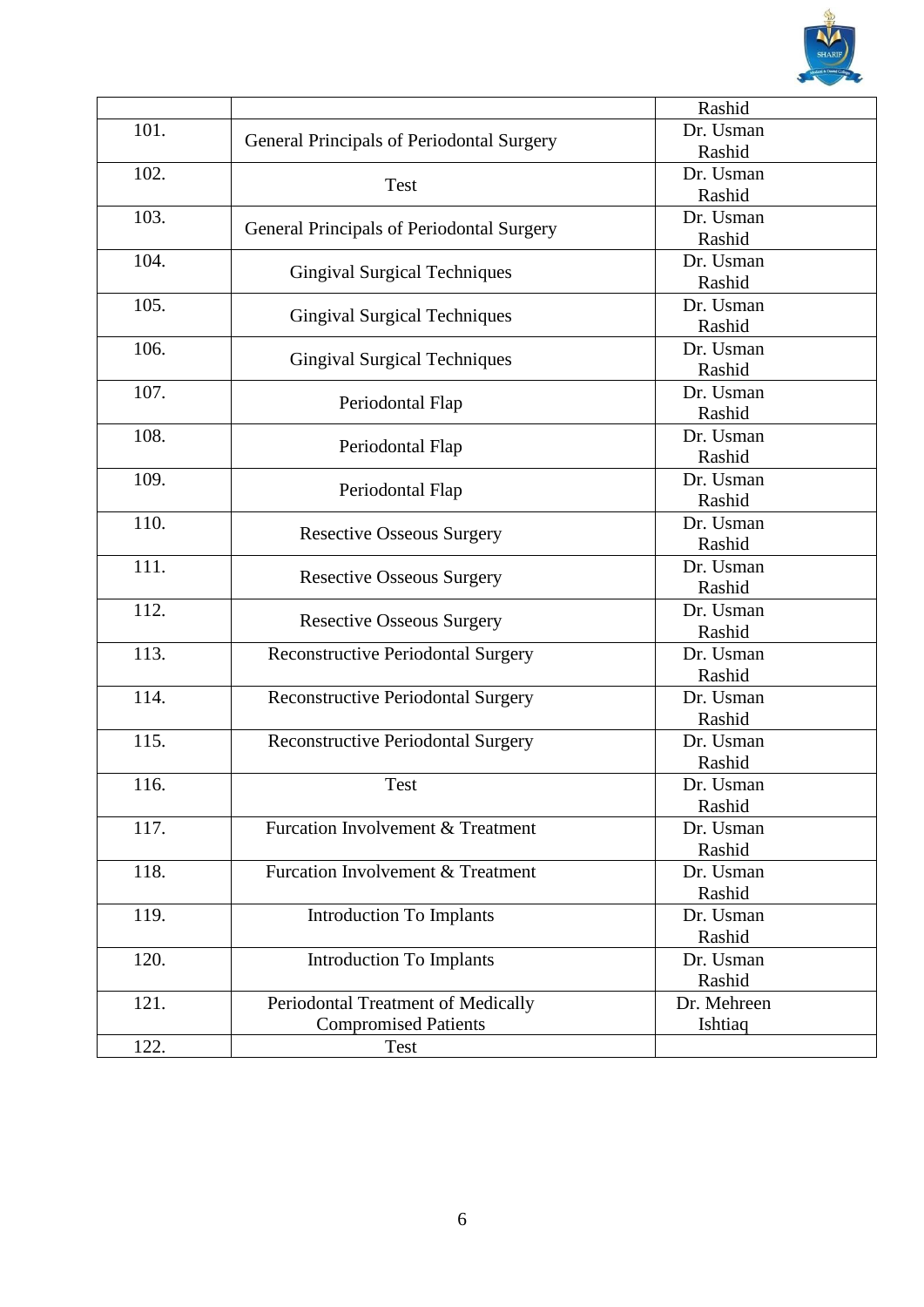| | | |
|---|---|---|
| | | Rashid |
| 101. | General Principals of Periodontal Surgery | Dr. Usman Rashid |
| 102. | Test | Dr. Usman Rashid |
| 103. | General Principals of Periodontal Surgery | Dr. Usman Rashid |
| 104. | Gingival Surgical Techniques | Dr. Usman Rashid |
| 105. | Gingival Surgical Techniques | Dr. Usman Rashid |
| 106. | Gingival Surgical Techniques | Dr. Usman Rashid |
| 107. | Periodontal Flap | Dr. Usman Rashid |
| 108. | Periodontal Flap | Dr. Usman Rashid |
| 109. | Periodontal Flap | Dr. Usman Rashid |
| 110. | Resective Osseous Surgery | Dr. Usman Rashid |
| 111. | Resective Osseous Surgery | Dr. Usman Rashid |
| 112. | Resective Osseous Surgery | Dr. Usman Rashid |
| 113. | Reconstructive Periodontal Surgery | Dr. Usman Rashid |
| 114. | Reconstructive Periodontal Surgery | Dr. Usman Rashid |
| 115. | Reconstructive Periodontal Surgery | Dr. Usman Rashid |
| 116. | Test | Dr. Usman Rashid |
| 117. | Furcation Involvement & Treatment | Dr. Usman Rashid |
| 118. | Furcation Involvement & Treatment | Dr. Usman Rashid |
| 119. | Introduction To Implants | Dr. Usman Rashid |
| 120. | Introduction To Implants | Dr. Usman Rashid |
| 121. | Periodontal Treatment of Medically Compromised Patients | Dr. Mehreen Ishtiaq |
| 122. | Test | |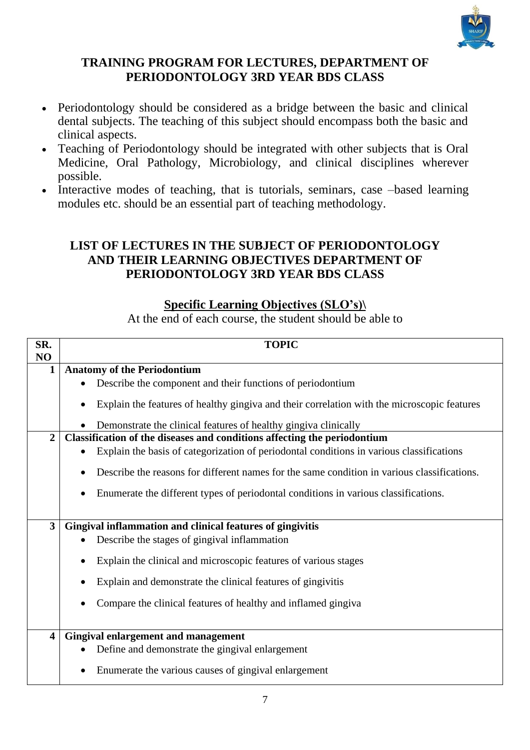## TRAINING PROGRAM FOR LECTURES, DEPARTMENT OF PERIODONTOLOGY 3RD YEAR BDS CLASS

- Periodontology should be considered as a bridge between the basic and clinical dental subjects. The teaching of this subject should encompass both the basic and clinical aspects.
- Teaching of Periodontology should be integrated with other subjects that is Oral Medicine, Oral Pathology, Microbiology, and clinical disciplines wherever possible.
- Interactive modes of teaching, that is tutorials, seminars, case –based learning modules etc. should be an essential part of teaching methodology.

## LIST OF LECTURES IN THE SUBJECT OF PERIODONTOLOGY AND THEIR LEARNING OBJECTIVES DEPARTMENT OF PERIODONTOLOGY 3RD YEAR BDS CLASS

### Specific Learning Objectives (SLO's)\

At the end of each course, the student should be able to

| SR. NO | TOPIC |
|---|---|
| 1 | **Anatomy of the Periodontium**<br>• Describe the component and their functions of periodontium<br>• Explain the features of healthy gingiva and their correlation with the microscopic features<br>• Demonstrate the clinical features of healthy gingiva clinically |
| 2 | **Classification of the diseases and conditions affecting the periodontium**<br>• Explain the basis of categorization of periodontal conditions in various classifications<br>• Describe the reasons for different names for the same condition in various classifications.<br>• Enumerate the different types of periodontal conditions in various classifications. |
| 3 | **Gingival inflammation and clinical features of gingivitis**<br>• Describe the stages of gingival inflammation<br>• Explain the clinical and microscopic features of various stages<br>• Explain and demonstrate the clinical features of gingivitis<br>• Compare the clinical features of healthy and inflamed gingiva |
| 4 | **Gingival enlargement and management**<br>• Define and demonstrate the gingival enlargement<br>• Enumerate the various causes of gingival enlargement |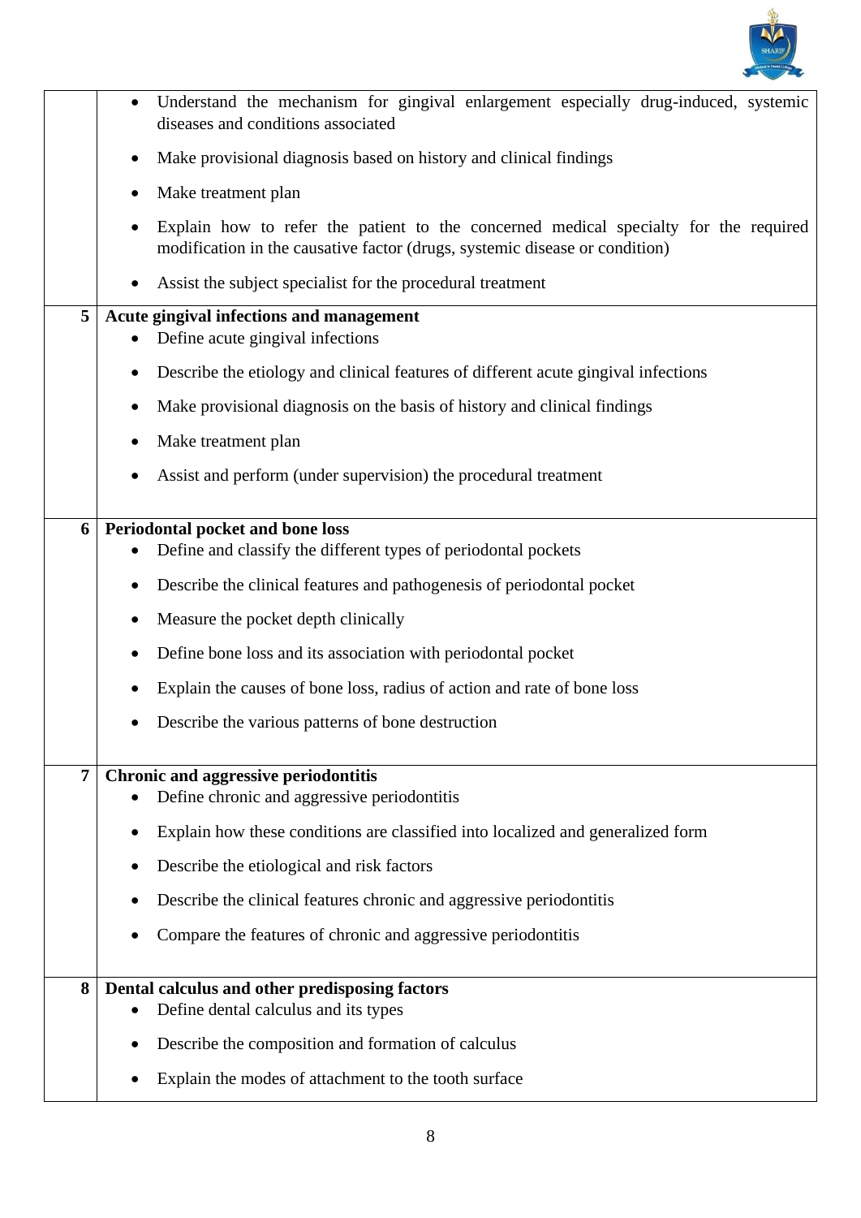| | |
|---|---|
| | • Understand the mechanism for gingival enlargement especially drug-induced, systemic diseases and conditions associated<br>• Make provisional diagnosis based on history and clinical findings<br>• Make treatment plan<br>• Explain how to refer the patient to the concerned medical specialty for the required modification in the causative factor (drugs, systemic disease or condition)<br>• Assist the subject specialist for the procedural treatment |
| **5** | **Acute gingival infections and management**<br>• Define acute gingival infections<br>• Describe the etiology and clinical features of different acute gingival infections<br>• Make provisional diagnosis on the basis of history and clinical findings<br>• Make treatment plan<br>• Assist and perform (under supervision) the procedural treatment |
| **6** | **Periodontal pocket and bone loss**<br>• Define and classify the different types of periodontal pockets<br>• Describe the clinical features and pathogenesis of periodontal pocket<br>• Measure the pocket depth clinically<br>• Define bone loss and its association with periodontal pocket<br>• Explain the causes of bone loss, radius of action and rate of bone loss<br>• Describe the various patterns of bone destruction |
| **7** | **Chronic and aggressive periodontitis**<br>• Define chronic and aggressive periodontitis<br>• Explain how these conditions are classified into localized and generalized form<br>• Describe the etiological and risk factors<br>• Describe the clinical features chronic and aggressive periodontitis<br>• Compare the features of chronic and aggressive periodontitis |
| **8** | **Dental calculus and other predisposing factors**<br>• Define dental calculus and its types<br>• Describe the composition and formation of calculus<br>• Explain the modes of attachment to the tooth surface |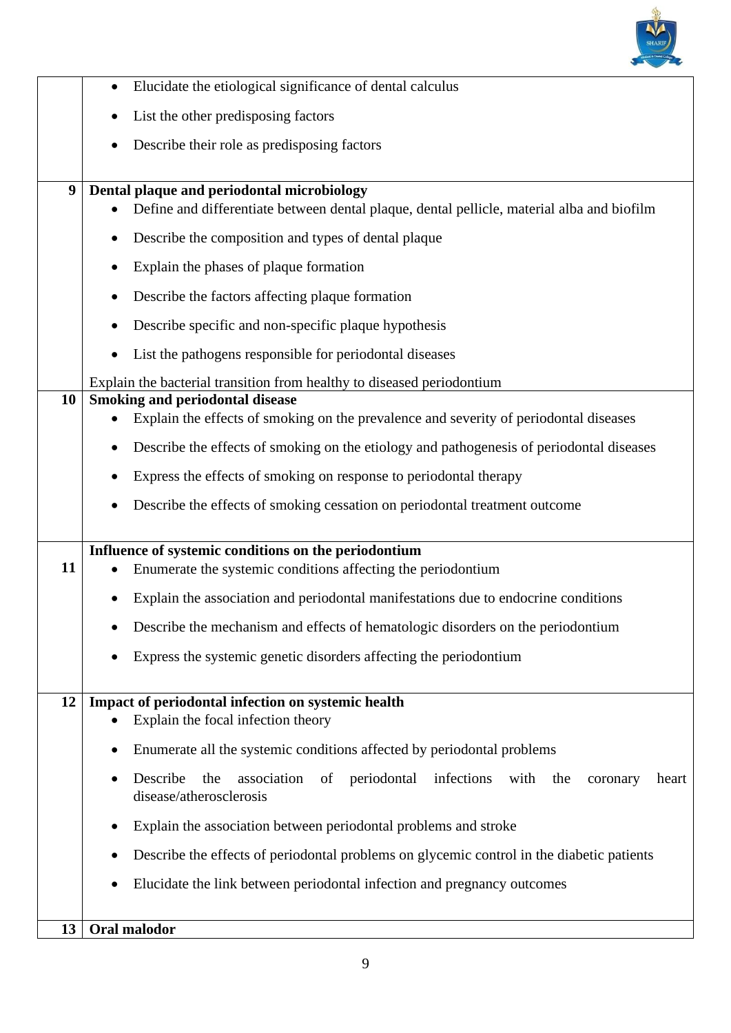| | |
|---|---|
| | • Elucidate the etiological significance of dental calculus<br>• List the other predisposing factors<br>• Describe their role as predisposing factors |
| **9** | **Dental plaque and periodontal microbiology**<br>• Define and differentiate between dental plaque, dental pellicle, material alba and biofilm<br>• Describe the composition and types of dental plaque<br>• Explain the phases of plaque formation<br>• Describe the factors affecting plaque formation<br>• Describe specific and non-specific plaque hypothesis<br>• List the pathogens responsible for periodontal diseases<br>Explain the bacterial transition from healthy to diseased periodontium |
| **10** | **Smoking and periodontal disease**<br>• Explain the effects of smoking on the prevalence and severity of periodontal diseases<br>• Describe the effects of smoking on the etiology and pathogenesis of periodontal diseases<br>• Express the effects of smoking on response to periodontal therapy<br>• Describe the effects of smoking cessation on periodontal treatment outcome |
| **11** | **Influence of systemic conditions on the periodontium**<br>• Enumerate the systemic conditions affecting the periodontium<br>• Explain the association and periodontal manifestations due to endocrine conditions<br>• Describe the mechanism and effects of hematologic disorders on the periodontium<br>• Express the systemic genetic disorders affecting the periodontium |
| **12** | **Impact of periodontal infection on systemic health**<br>• Explain the focal infection theory<br>• Enumerate all the systemic conditions affected by periodontal problems<br>• Describe the association of periodontal infections with the coronary heart disease/atherosclerosis<br>• Explain the association between periodontal problems and stroke<br>• Describe the effects of periodontal problems on glycemic control in the diabetic patients<br>• Elucidate the link between periodontal infection and pregnancy outcomes |
| **13** | **Oral malodor** |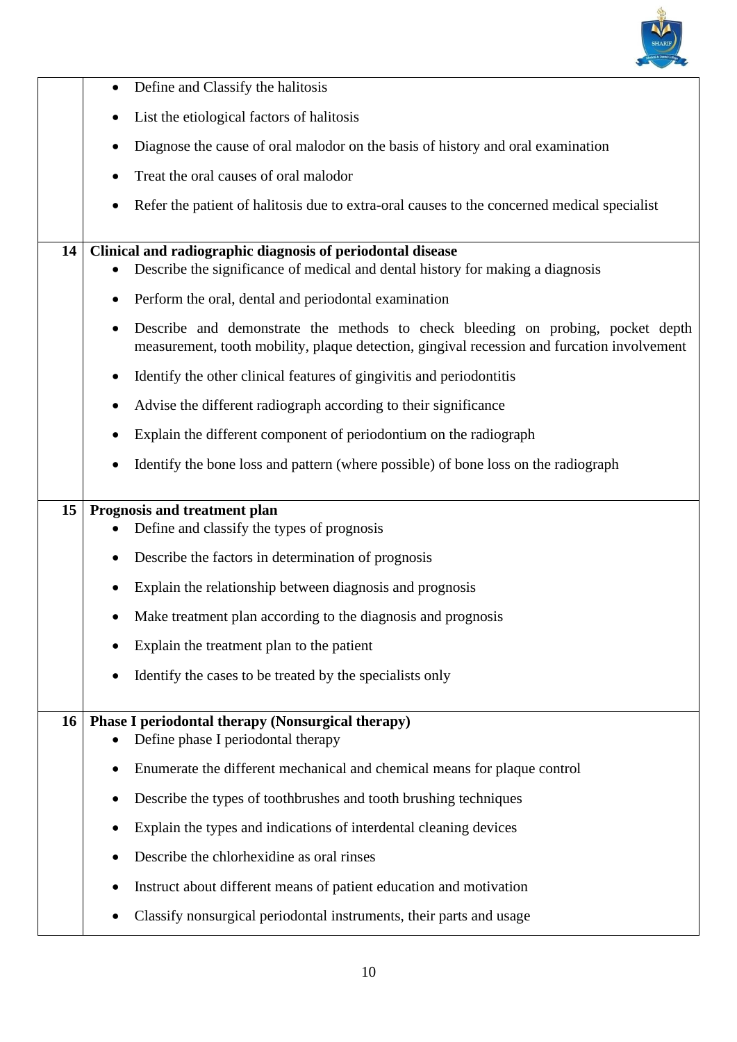| | |
|---|---|
| | • Define and Classify the halitosis<br>• List the etiological factors of halitosis<br>• Diagnose the cause of oral malodor on the basis of history and oral examination<br>• Treat the oral causes of oral malodor<br>• Refer the patient of halitosis due to extra-oral causes to the concerned medical specialist |
| **14** | **Clinical and radiographic diagnosis of periodontal disease**<br>• Describe the significance of medical and dental history for making a diagnosis<br>• Perform the oral, dental and periodontal examination<br>• Describe and demonstrate the methods to check bleeding on probing, pocket depth measurement, tooth mobility, plaque detection, gingival recession and furcation involvement<br>• Identify the other clinical features of gingivitis and periodontitis<br>• Advise the different radiograph according to their significance<br>• Explain the different component of periodontium on the radiograph<br>• Identify the bone loss and pattern (where possible) of bone loss on the radiograph |
| **15** | **Prognosis and treatment plan**<br>• Define and classify the types of prognosis<br>• Describe the factors in determination of prognosis<br>• Explain the relationship between diagnosis and prognosis<br>• Make treatment plan according to the diagnosis and prognosis<br>• Explain the treatment plan to the patient<br>• Identify the cases to be treated by the specialists only |
| **16** | **Phase I periodontal therapy (Nonsurgical therapy)**<br>• Define phase I periodontal therapy<br>• Enumerate the different mechanical and chemical means for plaque control<br>• Describe the types of toothbrushes and tooth brushing techniques<br>• Explain the types and indications of interdental cleaning devices<br>• Describe the chlorhexidine as oral rinses<br>• Instruct about different means of patient education and motivation<br>• Classify nonsurgical periodontal instruments, their parts and usage |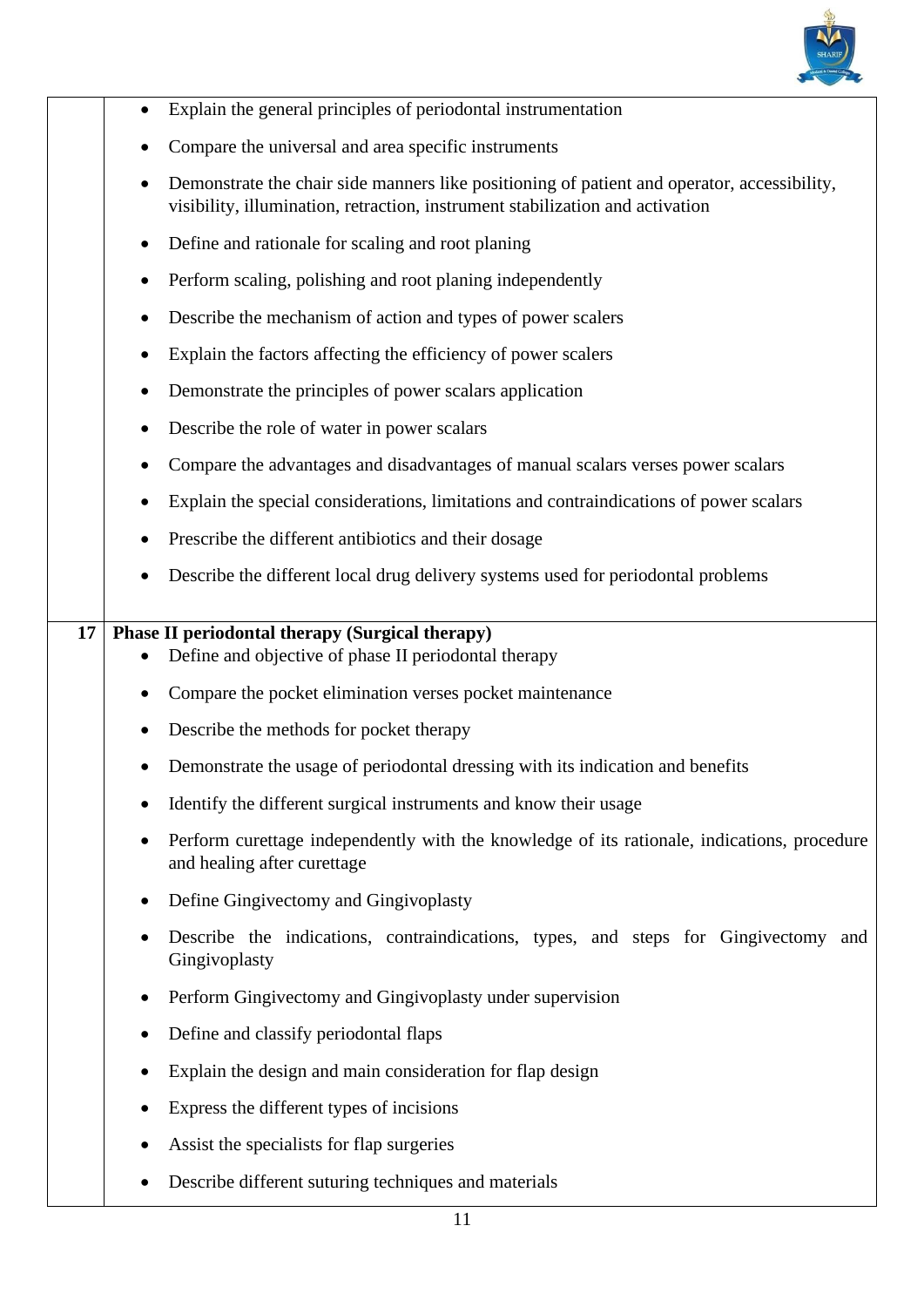| | |
|---|---|
| | • Explain the general principles of periodontal instrumentation<br>• Compare the universal and area specific instruments<br>• Demonstrate the chair side manners like positioning of patient and operator, accessibility, visibility, illumination, retraction, instrument stabilization and activation<br>• Define and rationale for scaling and root planing<br>• Perform scaling, polishing and root planing independently<br>• Describe the mechanism of action and types of power scalers<br>• Explain the factors affecting the efficiency of power scalers<br>• Demonstrate the principles of power scalars application<br>• Describe the role of water in power scalars<br>• Compare the advantages and disadvantages of manual scalars verses power scalars<br>• Explain the special considerations, limitations and contraindications of power scalars<br>• Prescribe the different antibiotics and their dosage<br>• Describe the different local drug delivery systems used for periodontal problems |
| **17** | **Phase II periodontal therapy (Surgical therapy)**<br>• Define and objective of phase II periodontal therapy<br>• Compare the pocket elimination verses pocket maintenance<br>• Describe the methods for pocket therapy<br>• Demonstrate the usage of periodontal dressing with its indication and benefits<br>• Identify the different surgical instruments and know their usage<br>• Perform curettage independently with the knowledge of its rationale, indications, procedure and healing after curettage<br>• Define Gingivectomy and Gingivoplasty<br>• Describe the indications, contraindications, types, and steps for Gingivectomy and Gingivoplasty<br>• Perform Gingivectomy and Gingivoplasty under supervision<br>• Define and classify periodontal flaps<br>• Explain the design and main consideration for flap design<br>• Express the different types of incisions<br>• Assist the specialists for flap surgeries<br>• Describe different suturing techniques and materials |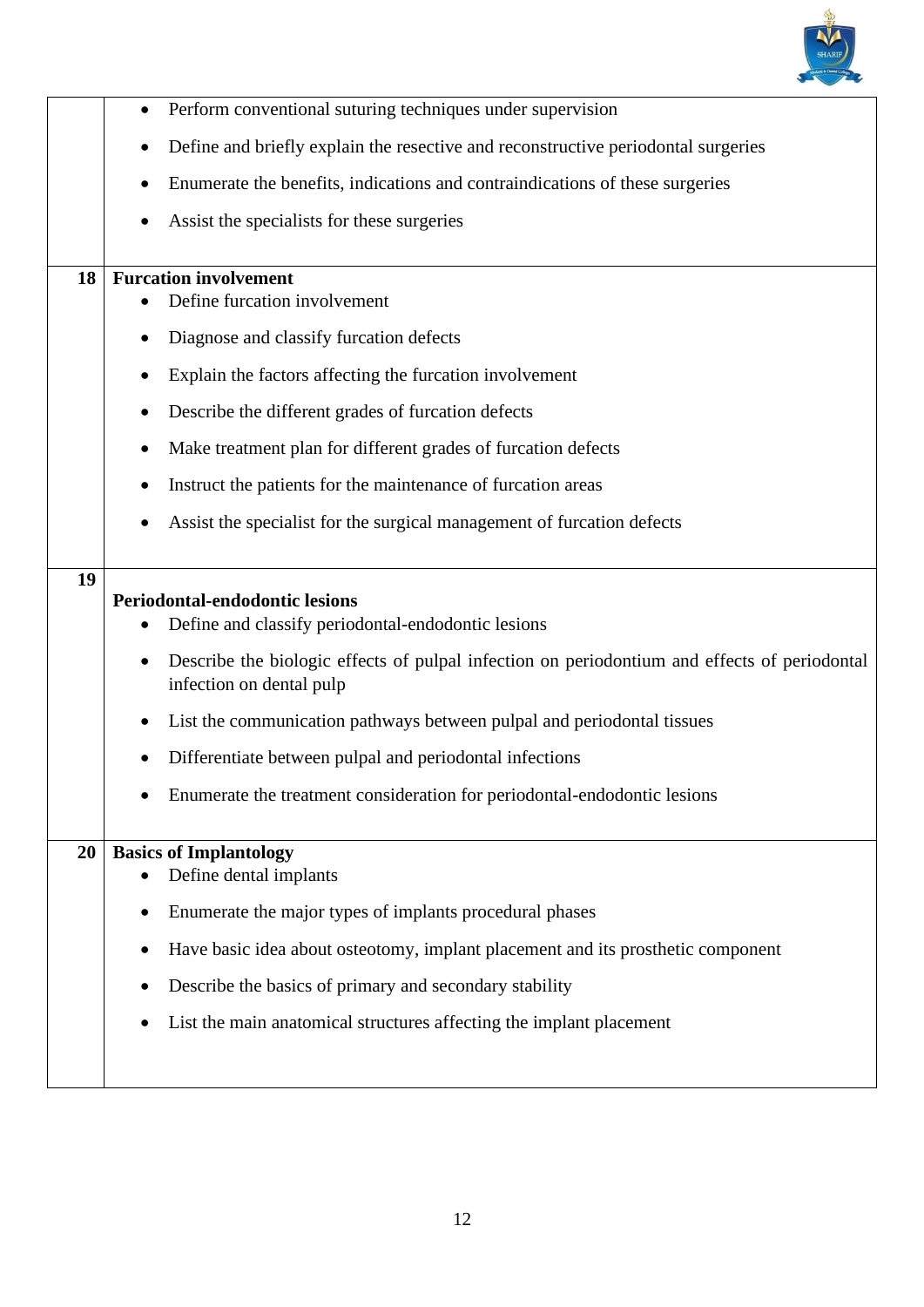| | |
|---|---|
| | • Perform conventional suturing techniques under supervision<br>• Define and briefly explain the resective and reconstructive periodontal surgeries<br>• Enumerate the benefits, indications and contraindications of these surgeries<br>• Assist the specialists for these surgeries |
| **18** | **Furcation involvement**<br>• Define furcation involvement<br>• Diagnose and classify furcation defects<br>• Explain the factors affecting the furcation involvement<br>• Describe the different grades of furcation defects<br>• Make treatment plan for different grades of furcation defects<br>• Instruct the patients for the maintenance of furcation areas<br>• Assist the specialist for the surgical management of furcation defects |
| **19** | **Periodontal-endodontic lesions**<br>• Define and classify periodontal-endodontic lesions<br>• Describe the biologic effects of pulpal infection on periodontium and effects of periodontal infection on dental pulp<br>• List the communication pathways between pulpal and periodontal tissues<br>• Differentiate between pulpal and periodontal infections<br>• Enumerate the treatment consideration for periodontal-endodontic lesions |
| **20** | **Basics of Implantology**<br>• Define dental implants<br>• Enumerate the major types of implants procedural phases<br>• Have basic idea about osteotomy, implant placement and its prosthetic component<br>• Describe the basics of primary and secondary stability<br>• List the main anatomical structures affecting the implant placement |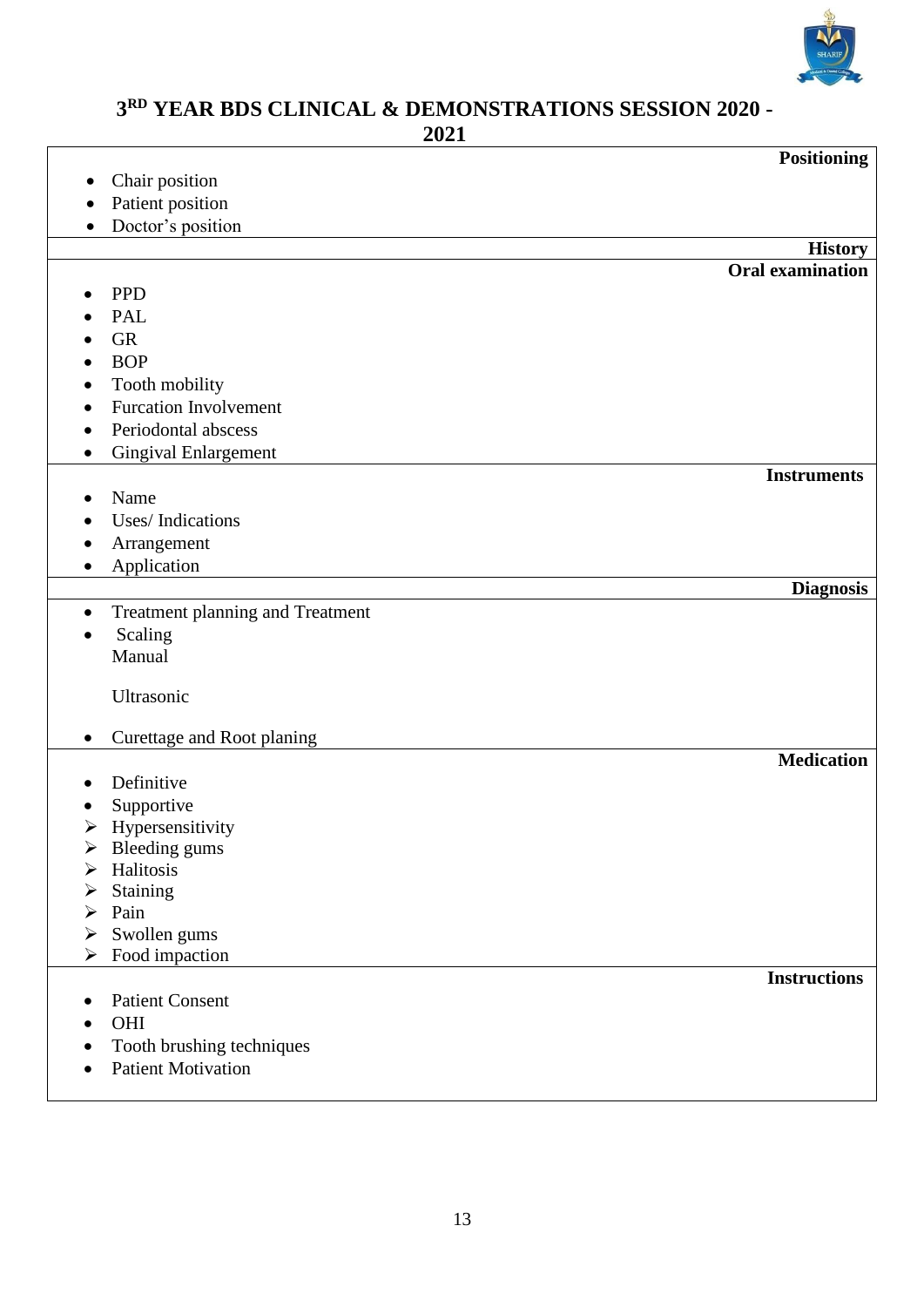# 3RD YEAR BDS CLINICAL & DEMONSTRATIONS SESSION 2020 - 2021

**Positioning**

- Chair position
- Patient position
- Doctor's position

**History**

**Oral examination**

- PPD
- PAL
- GR
- BOP
- Tooth mobility
- Furcation Involvement
- Periodontal abscess
- Gingival Enlargement

**Instruments**

- Name
- Uses/ Indications
- Arrangement
- Application

**Diagnosis**

- Treatment planning and Treatment
- Scaling

  Manual

  Ultrasonic

- Curettage and Root planing

**Medication**

- Definitive
- Supportive
  - Hypersensitivity
  - Bleeding gums
  - Halitosis
  - Staining
  - Pain
  - Swollen gums
  - Food impaction

**Instructions**

- Patient Consent
- OHI
- Tooth brushing techniques
- Patient Motivation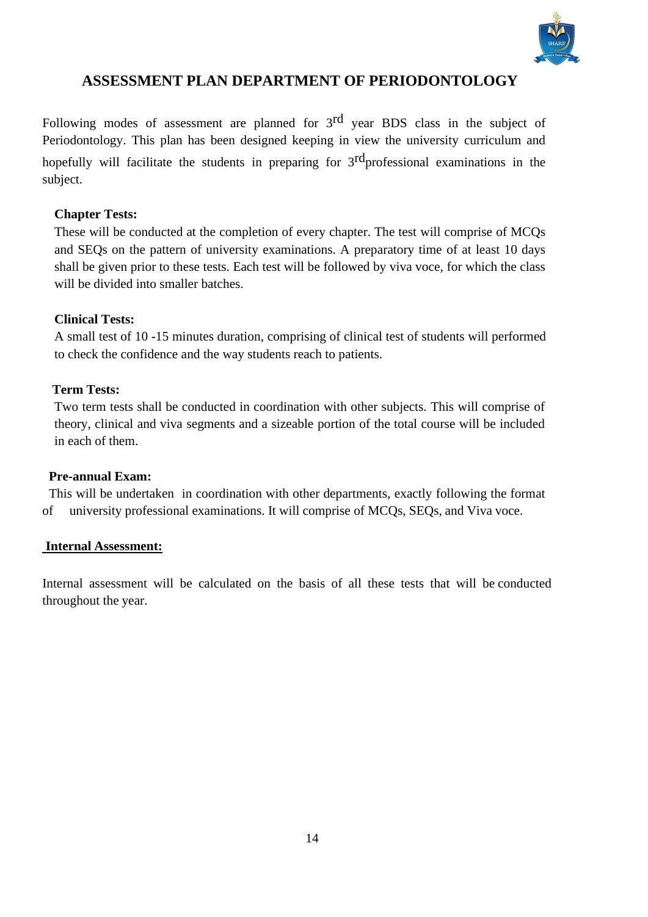# ASSESSMENT PLAN DEPARTMENT OF PERIODONTOLOGY

Following modes of assessment are planned for 3rd year BDS class in the subject of Periodontology. This plan has been designed keeping in view the university curriculum and hopefully will facilitate the students in preparing for 3rd professional examinations in the subject.

**Chapter Tests:**

These will be conducted at the completion of every chapter. The test will comprise of MCQs and SEQs on the pattern of university examinations. A preparatory time of at least 10 days shall be given prior to these tests. Each test will be followed by viva voce, for which the class will be divided into smaller batches.

**Clinical Tests:**

A small test of 10 -15 minutes duration, comprising of clinical test of students will performed to check the confidence and the way students reach to patients.

**Term Tests:**

Two term tests shall be conducted in coordination with other subjects. This will comprise of theory, clinical and viva segments and a sizeable portion of the total course will be included in each of them.

**Pre-annual Exam:**

This will be undertaken in coordination with other departments, exactly following the format of university professional examinations. It will comprise of MCQs, SEQs, and Viva voce.

**Internal Assessment:**

Internal assessment will be calculated on the basis of all these tests that will be conducted throughout the year.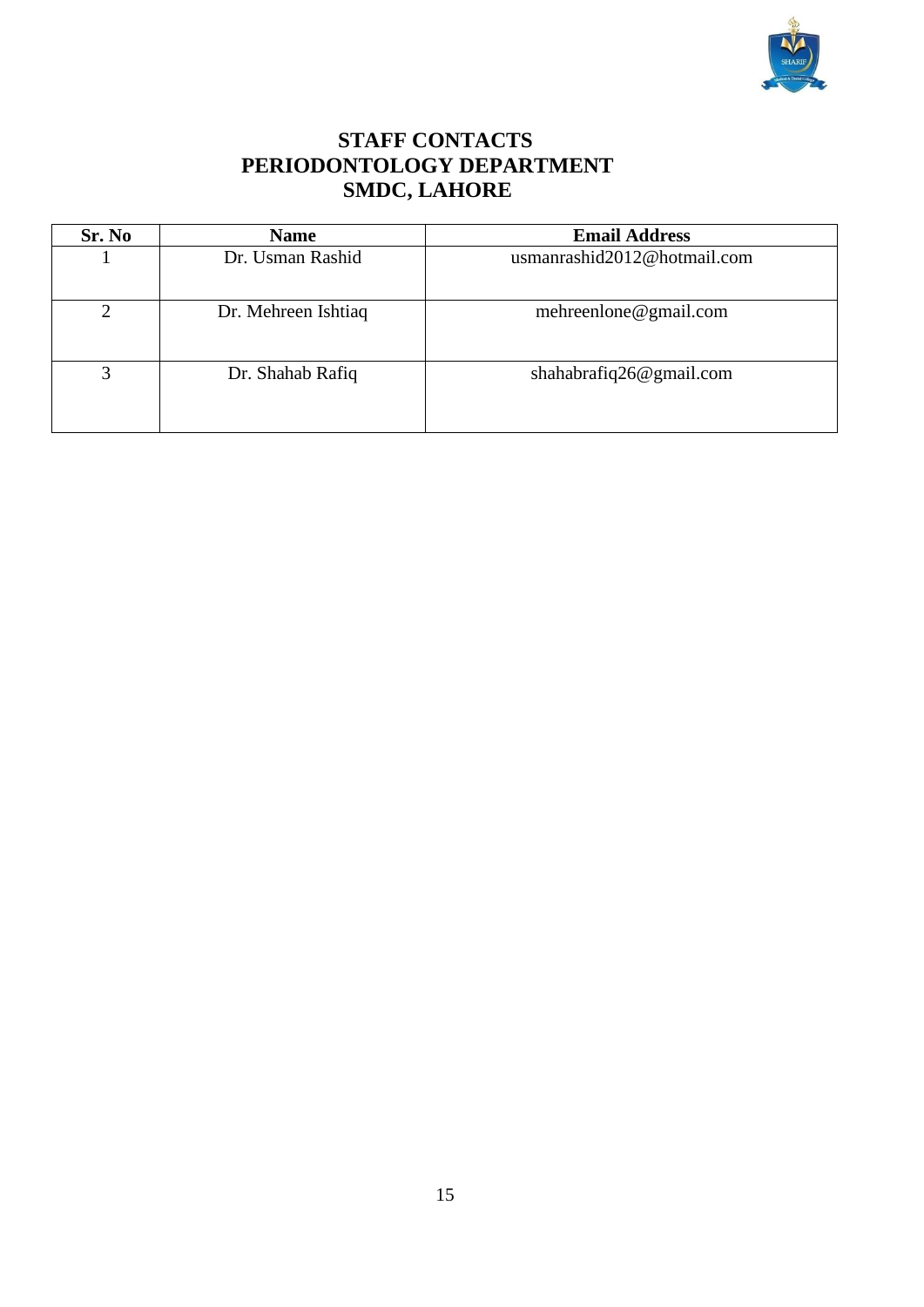# STAFF CONTACTS
# PERIODONTOLOGY DEPARTMENT
# SMDC, LAHORE

| Sr. No | Name | Email Address |
|---|---|---|
| 1 | Dr. Usman Rashid | usmanrashid2012@hotmail.com |
| 2 | Dr. Mehreen Ishtiaq | mehreenlone@gmail.com |
| 3 | Dr. Shahab Rafiq | shahabrafiq26@gmail.com |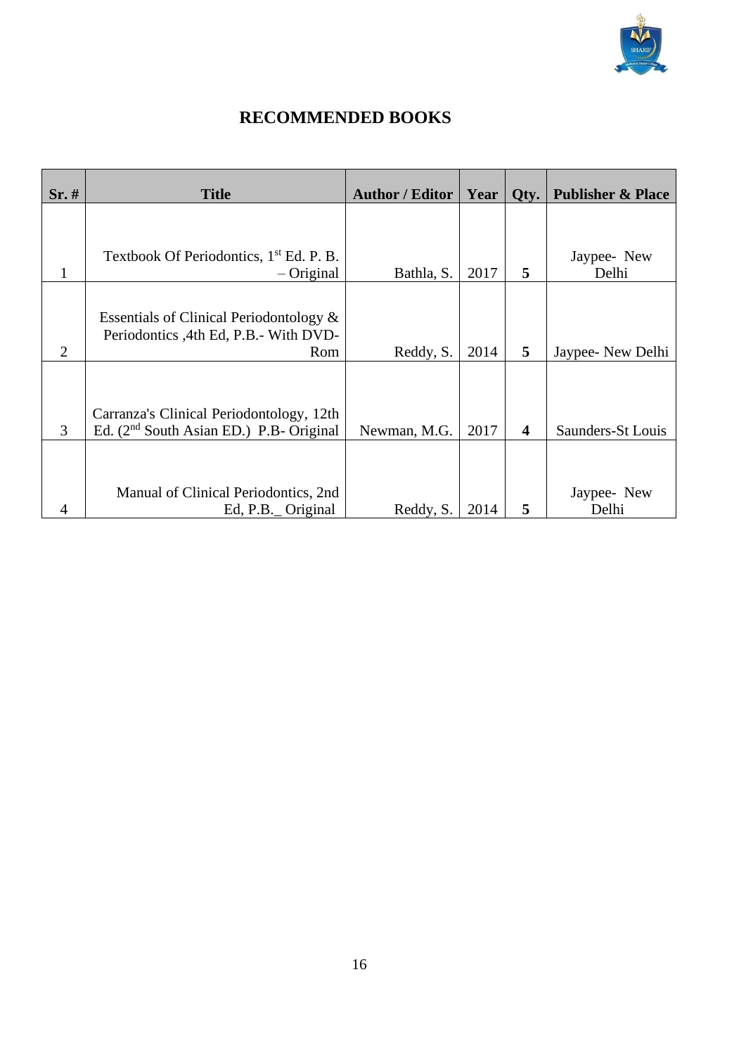## RECOMMENDED BOOKS

| Sr. # | Title | Author / Editor | Year | Qty. | Publisher & Place |
|---|---|---|---|---|---|
| 1 | Textbook Of Periodontics, 1st Ed. P. B. – Original | Bathla, S. | 2017 | **5** | Jaypee- New Delhi |
| 2 | Essentials of Clinical Periodontology & Periodontics ,4th Ed, P.B.- With DVD-Rom | Reddy, S. | 2014 | **5** | Jaypee- New Delhi |
| 3 | Carranza's Clinical Periodontology, 12th Ed. (2nd South Asian ED.) P.B- Original | Newman, M.G. | 2017 | **4** | Saunders-St Louis |
| 4 | Manual of Clinical Periodontics, 2nd Ed, P.B._ Original | Reddy, S. | 2014 | **5** | Jaypee- New Delhi |